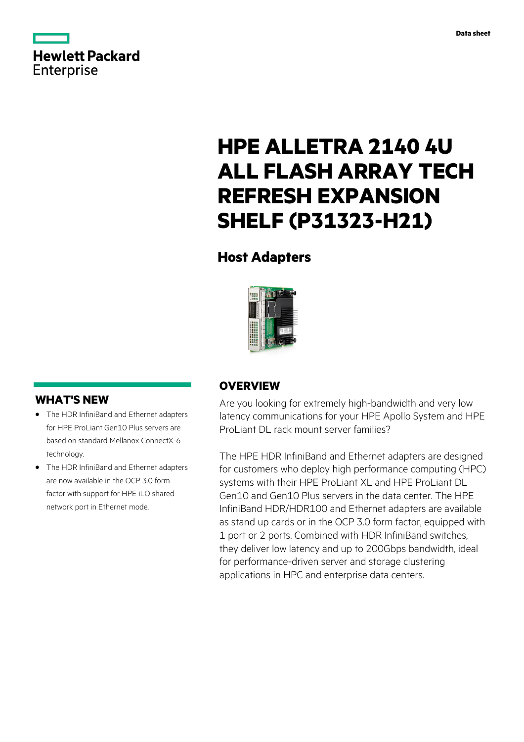Data sheet

# HPE ALLETRA 2140 4U ALL FLASH ARRAY TECH REFRESH EXPANSION SHELF (P31323-H21)

## Host Adapters

## OVERVIEW

Are you looking for extremely high-bandwidth and very low latency communications for your HPE Apollo System and HPE ProLiant DL rack mount server families?

The HPE HDR InfiniBand and Ethernet adapters are designed for customers who deploy high performance computing (HPC) systems with their HPE ProLiant XL and HPE ProLiant DL Gen10 and Gen10 Plus servers in the data center. The HPE InfiniBand HDR/HDR100 and Ethernet adapters are available as stand up cards or in the OCP 3.0 form factor, equipped with 1 port or 2 ports. Combined with HDR InfiniBand switches, they deliver low latency and up to 200Gbps bandwidth, ideal for performance-driven server and storage clustering applications in HPC and enterprise data centers.

## WHAT'S NEW

- The HDR InfiniBand and Ethernet adapters for HPE ProLiant Gen10 Plus servers are based on standard Mellanox ConnectX-6 technology.
- The HDR InfiniBand and Ethernet adapters are now available in the OCP 3.0 form factor with support for HPE iLO shared network port in Ethernet mode.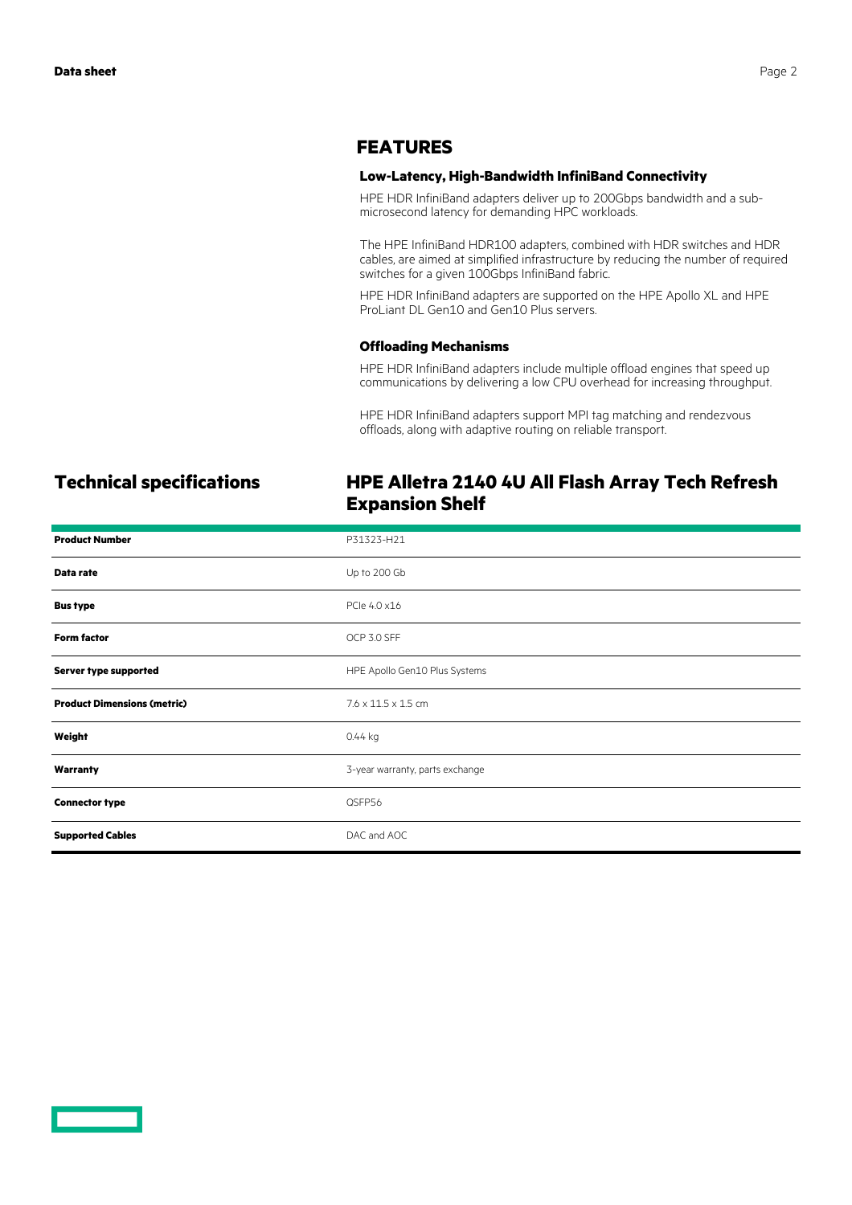## FEATURES

### Low-Latency, High-Bandwidth InfiniBand Connectivity

HPE HDR InfiniBand adapters deliver up to 200Gbps bandwidth and a sub-microsecond latency for demanding HPC workloads.

The HPE InfiniBand HDR100 adapters, combined with HDR switches and HDR cables, are aimed at simplified infrastructure by reducing the number of required switches for a given 100Gbps InfiniBand fabric.

HPE HDR InfiniBand adapters are supported on the HPE Apollo XL and HPE ProLiant DL Gen10 and Gen10 Plus servers.

### Offloading Mechanisms

HPE HDR InfiniBand adapters include multiple offload engines that speed up communications by delivering a low CPU overhead for increasing throughput.

HPE HDR InfiniBand adapters support MPI tag matching and rendezvous offloads, along with adaptive routing on reliable transport.

## Technical specifications

## HPE Alletra 2140 4U All Flash Array Tech Refresh Expansion Shelf

| | |
|---|---|
| **Product Number** | P31323-H21 |
| **Data rate** | Up to 200 Gb |
| **Bus type** | PCIe 4.0 x16 |
| **Form factor** | OCP 3.0 SFF |
| **Server type supported** | HPE Apollo Gen10 Plus Systems |
| **Product Dimensions (metric)** | 7.6 x 11.5 x 1.5 cm |
| **Weight** | 0.44 kg |
| **Warranty** | 3-year warranty, parts exchange |
| **Connector type** | QSFP56 |
| **Supported Cables** | DAC and AOC |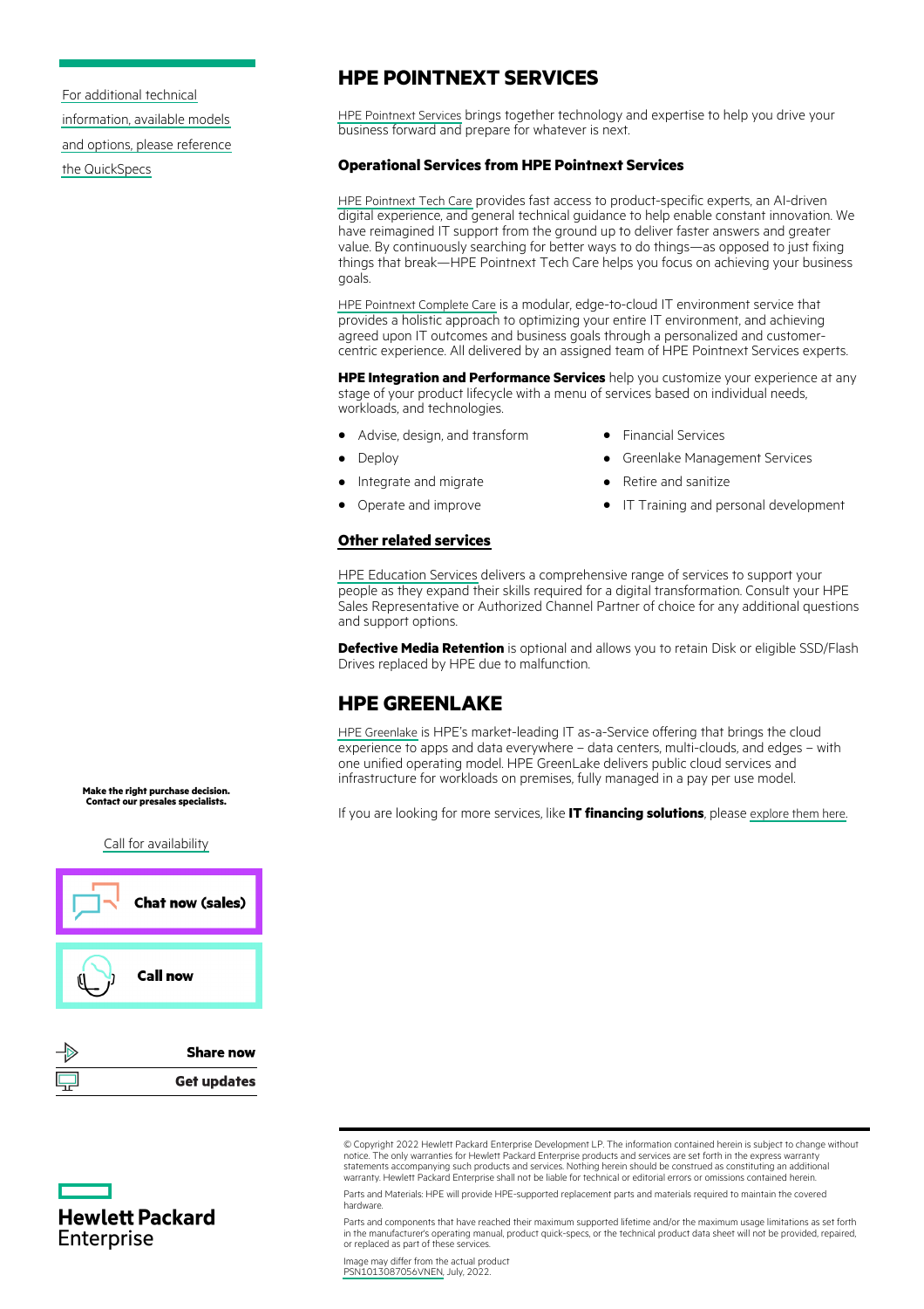For additional technical information, available models and options, please reference the QuickSpecs

## HPE POINTNEXT SERVICES

HPE Pointnext Services brings together technology and expertise to help you drive your business forward and prepare for whatever is next.

### Operational Services from HPE Pointnext Services

HPE Pointnext Tech Care provides fast access to product-specific experts, an AI-driven digital experience, and general technical guidance to help enable constant innovation. We have reimagined IT support from the ground up to deliver faster answers and greater value. By continuously searching for better ways to do things—as opposed to just fixing things that break—HPE Pointnext Tech Care helps you focus on achieving your business goals.

HPE Pointnext Complete Care is a modular, edge-to-cloud IT environment service that provides a holistic approach to optimizing your entire IT environment, and achieving agreed upon IT outcomes and business goals through a personalized and customer-centric experience. All delivered by an assigned team of HPE Pointnext Services experts.

**HPE Integration and Performance Services** help you customize your experience at any stage of your product lifecycle with a menu of services based on individual needs, workloads, and technologies.

- Advise, design, and transform
- Deploy
- Integrate and migrate
- Operate and improve
- Financial Services
- Greenlake Management Services
- Retire and sanitize
- IT Training and personal development

### Other related services

HPE Education Services delivers a comprehensive range of services to support your people as they expand their skills required for a digital transformation. Consult your HPE Sales Representative or Authorized Channel Partner of choice for any additional questions and support options.

**Defective Media Retention** is optional and allows you to retain Disk or eligible SSD/Flash Drives replaced by HPE due to malfunction.

## HPE GREENLAKE

HPE Greenlake is HPE's market-leading IT as-a-Service offering that brings the cloud experience to apps and data everywhere – data centers, multi-clouds, and edges – with one unified operating model. HPE GreenLake delivers public cloud services and infrastructure for workloads on premises, fully managed in a pay per use model.

If you are looking for more services, like **IT financing solutions**, please explore them here.

**Make the right purchase decision. Contact our presales specialists.**

Call for availability

**Chat now (sales)**

**Call now**

**Share now**

**Get updates**

© Copyright 2022 Hewlett Packard Enterprise Development LP. The information contained herein is subject to change without notice. The only warranties for Hewlett Packard Enterprise products and services are set forth in the express warranty statements accompanying such products and services. Nothing herein should be construed as constituting an additional warranty. Hewlett Packard Enterprise shall not be liable for technical or editorial errors or omissions contained herein.

Parts and Materials: HPE will provide HPE-supported replacement parts and materials required to maintain the covered hardware.

Parts and components that have reached their maximum supported lifetime and/or the maximum usage limitations as set forth in the manufacturer's operating manual, product quick-specs, or the technical product data sheet will not be provided, repaired, or replaced as part of these services.

Image may differ from the actual product
PSN1013087056VNEN, July, 2022.

Hewlett Packard Enterprise